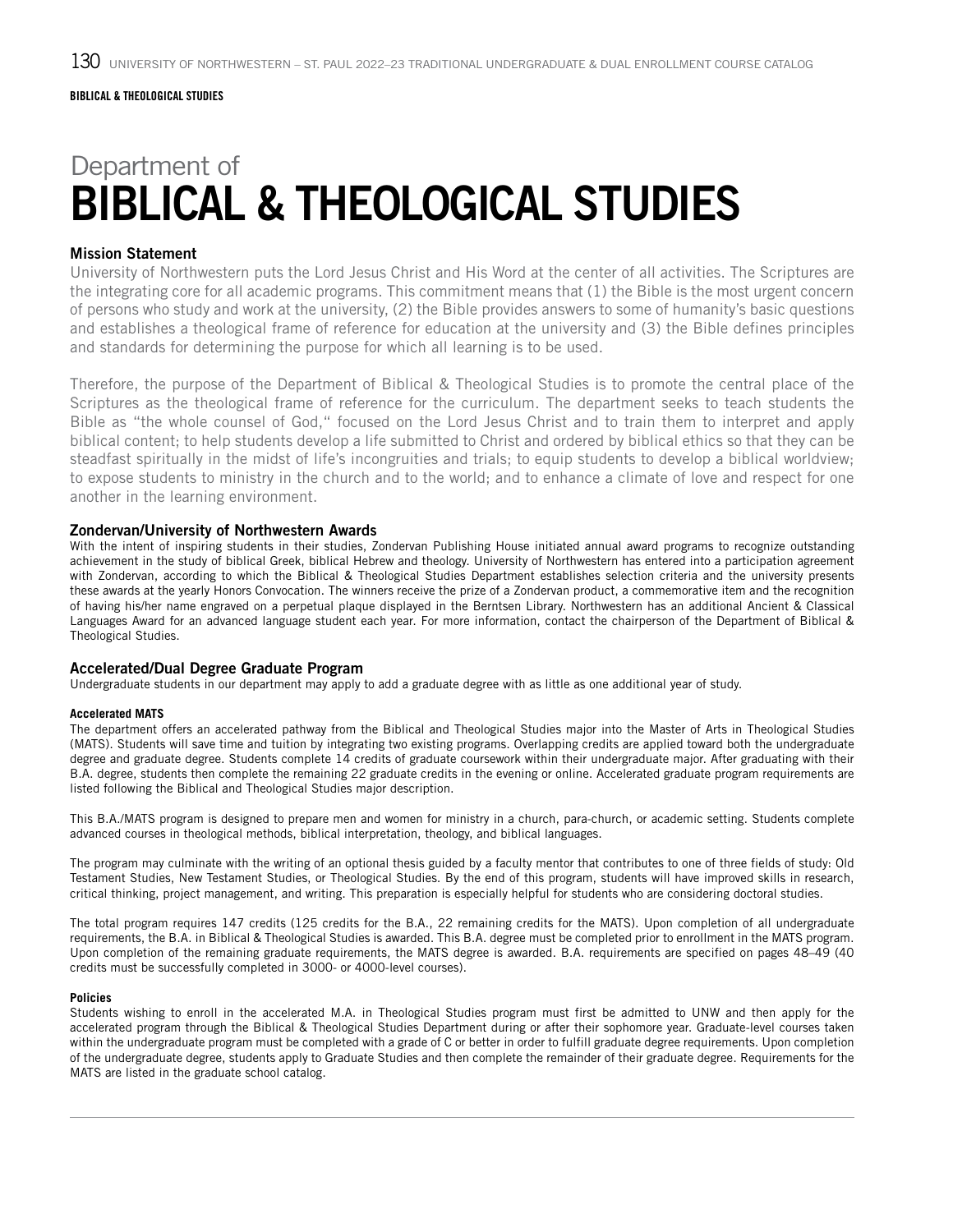BIBLICAL & THEOLOGICAL STUDIES

# Department of BIBLICAL & THEOLOGICAL STUDIES

## Mission Statement

University of Northwestern puts the Lord Jesus Christ and His Word at the center of all activities. The Scriptures are the integrating core for all academic programs. This commitment means that (1) the Bible is the most urgent concern of persons who study and work at the university, (2) the Bible provides answers to some of humanity's basic questions and establishes a theological frame of reference for education at the university and (3) the Bible defines principles and standards for determining the purpose for which all learning is to be used.

Therefore, the purpose of the Department of Biblical & Theological Studies is to promote the central place of the Scriptures as the theological frame of reference for the curriculum. The department seeks to teach students the Bible as "the whole counsel of God," focused on the Lord Jesus Christ and to train them to interpret and apply biblical content; to help students develop a life submitted to Christ and ordered by biblical ethics so that they can be steadfast spiritually in the midst of life's incongruities and trials; to equip students to develop a biblical worldview; to expose students to ministry in the church and to the world; and to enhance a climate of love and respect for one another in the learning environment.

## Zondervan/University of Northwestern Awards

With the intent of inspiring students in their studies, Zondervan Publishing House initiated annual award programs to recognize outstanding achievement in the study of biblical Greek, biblical Hebrew and theology. University of Northwestern has entered into a participation agreement with Zondervan, according to which the Biblical & Theological Studies Department establishes selection criteria and the university presents these awards at the yearly Honors Convocation. The winners receive the prize of a Zondervan product, a commemorative item and the recognition of having his/her name engraved on a perpetual plaque displayed in the Berntsen Library. Northwestern has an additional Ancient & Classical Languages Award for an advanced language student each year. For more information, contact the chairperson of the Department of Biblical & Theological Studies.

## Accelerated/Dual Degree Graduate Program

Undergraduate students in our department may apply to add a graduate degree with as little as one additional year of study.

### Accelerated MATS

The department offers an accelerated pathway from the Biblical and Theological Studies major into the Master of Arts in Theological Studies (MATS). Students will save time and tuition by integrating two existing programs. Overlapping credits are applied toward both the undergraduate degree and graduate degree. Students complete 14 credits of graduate coursework within their undergraduate major. After graduating with their B.A. degree, students then complete the remaining 22 graduate credits in the evening or online. Accelerated graduate program requirements are listed following the Biblical and Theological Studies major description.

This B.A./MATS program is designed to prepare men and women for ministry in a church, para-church, or academic setting. Students complete advanced courses in theological methods, biblical interpretation, theology, and biblical languages.

The program may culminate with the writing of an optional thesis guided by a faculty mentor that contributes to one of three fields of study: Old Testament Studies, New Testament Studies, or Theological Studies. By the end of this program, students will have improved skills in research, critical thinking, project management, and writing. This preparation is especially helpful for students who are considering doctoral studies.

The total program requires 147 credits (125 credits for the B.A., 22 remaining credits for the MATS). Upon completion of all undergraduate requirements, the B.A. in Biblical & Theological Studies is awarded. This B.A. degree must be completed prior to enrollment in the MATS program. Upon completion of the remaining graduate requirements, the MATS degree is awarded. B.A. requirements are specified on pages 48–49 (40 credits must be successfully completed in 3000- or 4000-level courses).

### Policies

Students wishing to enroll in the accelerated M.A. in Theological Studies program must first be admitted to UNW and then apply for the accelerated program through the Biblical & Theological Studies Department during or after their sophomore year. Graduate-level courses taken within the undergraduate program must be completed with a grade of C or better in order to fulfill graduate degree requirements. Upon completion of the undergraduate degree, students apply to Graduate Studies and then complete the remainder of their graduate degree. Requirements for the MATS are listed in the graduate school catalog.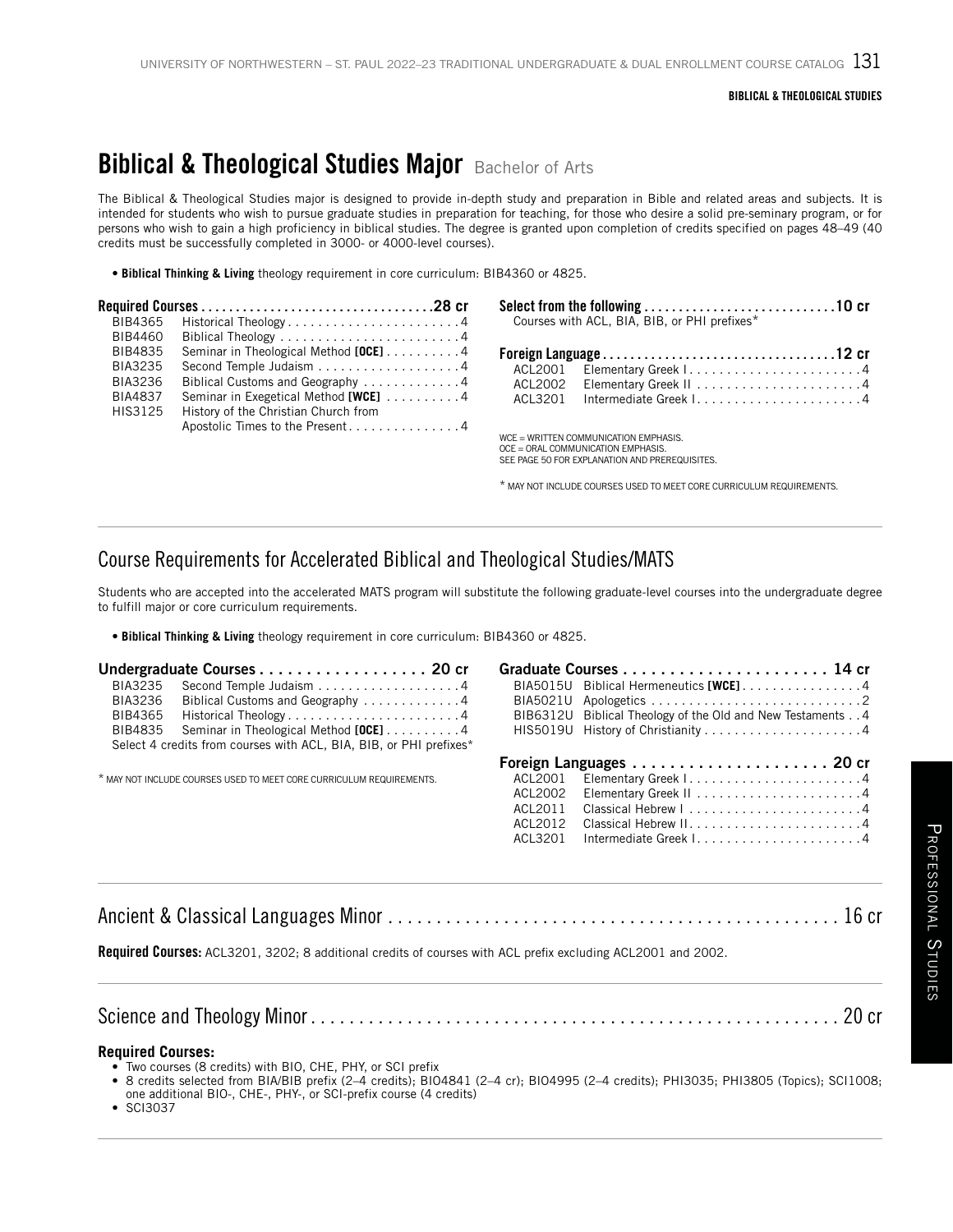# Biblical & Theological Studies Major Bachelor of Arts

The Biblical & Theological Studies major is designed to provide in-depth study and preparation in Bible and related areas and subjects. It is intended for students who wish to pursue graduate studies in preparation for teaching, for those who desire a solid pre-seminary program, or for persons who wish to gain a high proficiency in biblical studies. The degree is granted upon completion of credits specified on pages 48–49 (40 credits must be successfully completed in 3000- or 4000-level courses).

- **Biblical Thinking & Living** theology requirement in core curriculum: BIB4360 or 4825.

**Required Courses .................................28 cr**

| | | |
|---|---|---|
| BIB4365 | Historical Theology | 4 |
| BIB4460 | Biblical Theology | 4 |
| BIB4835 | Seminar in Theological Method **[OCE]** | 4 |
| BIA3235 | Second Temple Judaism | 4 |
| BIA3236 | Biblical Customs and Geography | 4 |
| BIA4837 | Seminar in Exegetical Method **[WCE]** | 4 |
| HIS3125 | History of the Christian Church from Apostolic Times to the Present | 4 |

**Select from the following ...........................10 cr**

Courses with ACL, BIA, BIB, or PHI prefixes*

**Foreign Language .................................12 cr**

| | | |
|---|---|---|
| ACL2001 | Elementary Greek I | 4 |
| ACL2002 | Elementary Greek II | 4 |
| ACL3201 | Intermediate Greek I | 4 |

WCE = WRITTEN COMMUNICATION EMPHASIS.
OCE = ORAL COMMUNICATION EMPHASIS.
SEE PAGE 50 FOR EXPLANATION AND PREREQUISITES.

* MAY NOT INCLUDE COURSES USED TO MEET CORE CURRICULUM REQUIREMENTS.

## Course Requirements for Accelerated Biblical and Theological Studies/MATS

Students who are accepted into the accelerated MATS program will substitute the following graduate-level courses into the undergraduate degree to fulfill major or core curriculum requirements.

- **Biblical Thinking & Living** theology requirement in core curriculum: BIB4360 or 4825.

**Undergraduate Courses .................. 20 cr**

| | | |
|---|---|---|
| BIA3235 | Second Temple Judaism | 4 |
| BIA3236 | Biblical Customs and Geography | 4 |
| BIB4365 | Historical Theology | 4 |
| BIB4835 | Seminar in Theological Method **[OCE]** | 4 |

Select 4 credits from courses with ACL, BIA, BIB, or PHI prefixes*

* MAY NOT INCLUDE COURSES USED TO MEET CORE CURRICULUM REQUIREMENTS.

**Graduate Courses ...................... 14 cr**

| | | |
|---|---|---|
| BIA5015U | Biblical Hermeneutics **[WCE]** | 4 |
| BIA5021U | Apologetics | 2 |
| BIB6312U | Biblical Theology of the Old and New Testaments | 4 |
| HIS5019U | History of Christianity | 4 |

**Foreign Languages ..................... 20 cr**

| | | |
|---|---|---|
| ACL2001 | Elementary Greek I | 4 |
| ACL2002 | Elementary Greek II | 4 |
| ACL2011 | Classical Hebrew I | 4 |
| ACL2012 | Classical Hebrew II | 4 |
| ACL3201 | Intermediate Greek I | 4 |

## Ancient & Classical Languages Minor ................................................ 16 cr

**Required Courses:** ACL3201, 3202; 8 additional credits of courses with ACL prefix excluding ACL2001 and 2002.

## Science and Theology Minor ........................................................ 20 cr

**Required Courses:**

- Two courses (8 credits) with BIO, CHE, PHY, or SCI prefix
- 8 credits selected from BIA/BIB prefix (2–4 credits); BIO4841 (2–4 cr); BIO4995 (2–4 credits); PHI3035; PHI3805 (Topics); SCI1008; one additional BIO-, CHE-, PHY-, or SCI-prefix course (4 credits)
- SCI3037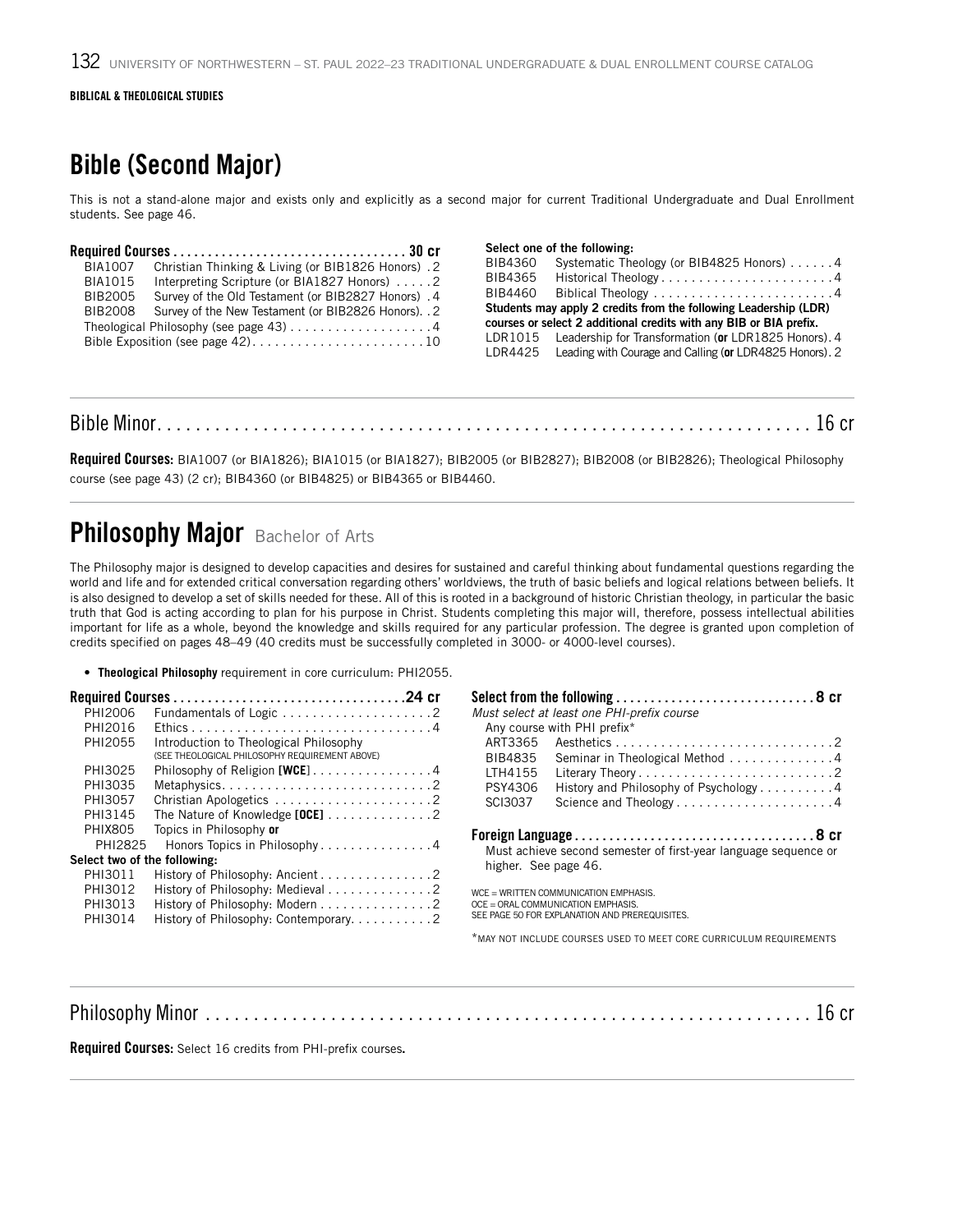BIBLICAL & THEOLOGICAL STUDIES

# Bible (Second Major)

This is not a stand-alone major and exists only and explicitly as a second major for current Traditional Undergraduate and Dual Enrollment students. See page 46.

**Required Courses . . . . . . 30 cr**

| | | |
|---|---|---|
| BIA1007 | Christian Thinking & Living (or BIB1826 Honors) | 2 |
| BIA1015 | Interpreting Scripture (or BIA1827 Honors) | 2 |
| BIB2005 | Survey of the Old Testament (or BIB2827 Honors) | 4 |
| BIB2008 | Survey of the New Testament (or BIB2826 Honors) | 2 |
| | Theological Philosophy (see page 43) | 4 |
| | Bible Exposition (see page 42) | 10 |

**Select one of the following:**

| | | |
|---|---|---|
| BIB4360 | Systematic Theology (or BIB4825 Honors) | 4 |
| BIB4365 | Historical Theology | 4 |
| BIB4460 | Biblical Theology | 4 |

**Students may apply 2 credits from the following Leadership (LDR) courses or select 2 additional credits with any BIB or BIA prefix.**

| | | |
|---|---|---|
| LDR1015 | Leadership for Transformation (**or** LDR1825 Honors) | 4 |
| LDR4425 | Leading with Courage and Calling (**or** LDR4825 Honors) | 2 |

## Bible Minor . . . . . . 16 cr

**Required Courses:** BIA1007 (or BIA1826); BIA1015 (or BIA1827); BIB2005 (or BIB2827); BIB2008 (or BIB2826); Theological Philosophy course (see page 43) (2 cr); BIB4360 (or BIB4825) or BIB4365 or BIB4460.

# Philosophy Major Bachelor of Arts

The Philosophy major is designed to develop capacities and desires for sustained and careful thinking about fundamental questions regarding the world and life and for extended critical conversation regarding others' worldviews, the truth of basic beliefs and logical relations between beliefs. It is also designed to develop a set of skills needed for these. All of this is rooted in a background of historic Christian theology, in particular the basic truth that God is acting according to plan for his purpose in Christ. Students completing this major will, therefore, possess intellectual abilities important for life as a whole, beyond the knowledge and skills required for any particular profession. The degree is granted upon completion of credits specified on pages 48–49 (40 credits must be successfully completed in 3000- or 4000-level courses).

- **Theological Philosophy** requirement in core curriculum: PHI2055.

**Required Courses . . . . . . 24 cr**

| | | |
|---|---|---|
| PHI2006 | Fundamentals of Logic | 2 |
| PHI2016 | Ethics | 4 |
| PHI2055 | Introduction to Theological Philosophy (SEE THEOLOGICAL PHILOSOPHY REQUIREMENT ABOVE) | |
| PHI3025 | Philosophy of Religion **[WCE]** | 4 |
| PHI3035 | Metaphysics | 2 |
| PHI3057 | Christian Apologetics | 2 |
| PHI3145 | The Nature of Knowledge **[OCE]** | 2 |
| PHIX805 | Topics in Philosophy **or** | |
| PHI2825 | Honors Topics in Philosophy | 4 |

**Select two of the following:**

| | | |
|---|---|---|
| PHI3011 | History of Philosophy: Ancient | 2 |
| PHI3012 | History of Philosophy: Medieval | 2 |
| PHI3013 | History of Philosophy: Modern | 2 |
| PHI3014 | History of Philosophy: Contemporary | 2 |

**Select from the following . . . . . . 8 cr**

*Must select at least one PHI-prefix course*

| | | |
|---|---|---|
| | Any course with PHI prefix* | |
| ART3365 | Aesthetics | 2 |
| BIB4835 | Seminar in Theological Method | 4 |
| LTH4155 | Literary Theory | 2 |
| PSY4306 | History and Philosophy of Psychology | 4 |
| SCI3037 | Science and Theology | 4 |

**Foreign Language . . . . . . 8 cr**

Must achieve second semester of first-year language sequence or higher. See page 46.

WCE = WRITTEN COMMUNICATION EMPHASIS.
OCE = ORAL COMMUNICATION EMPHASIS.
SEE PAGE 50 FOR EXPLANATION AND PREREQUISITES.

*MAY NOT INCLUDE COURSES USED TO MEET CORE CURRICULUM REQUIREMENTS

## Philosophy Minor . . . . . . 16 cr

**Required Courses:** Select 16 credits from PHI-prefix courses**.**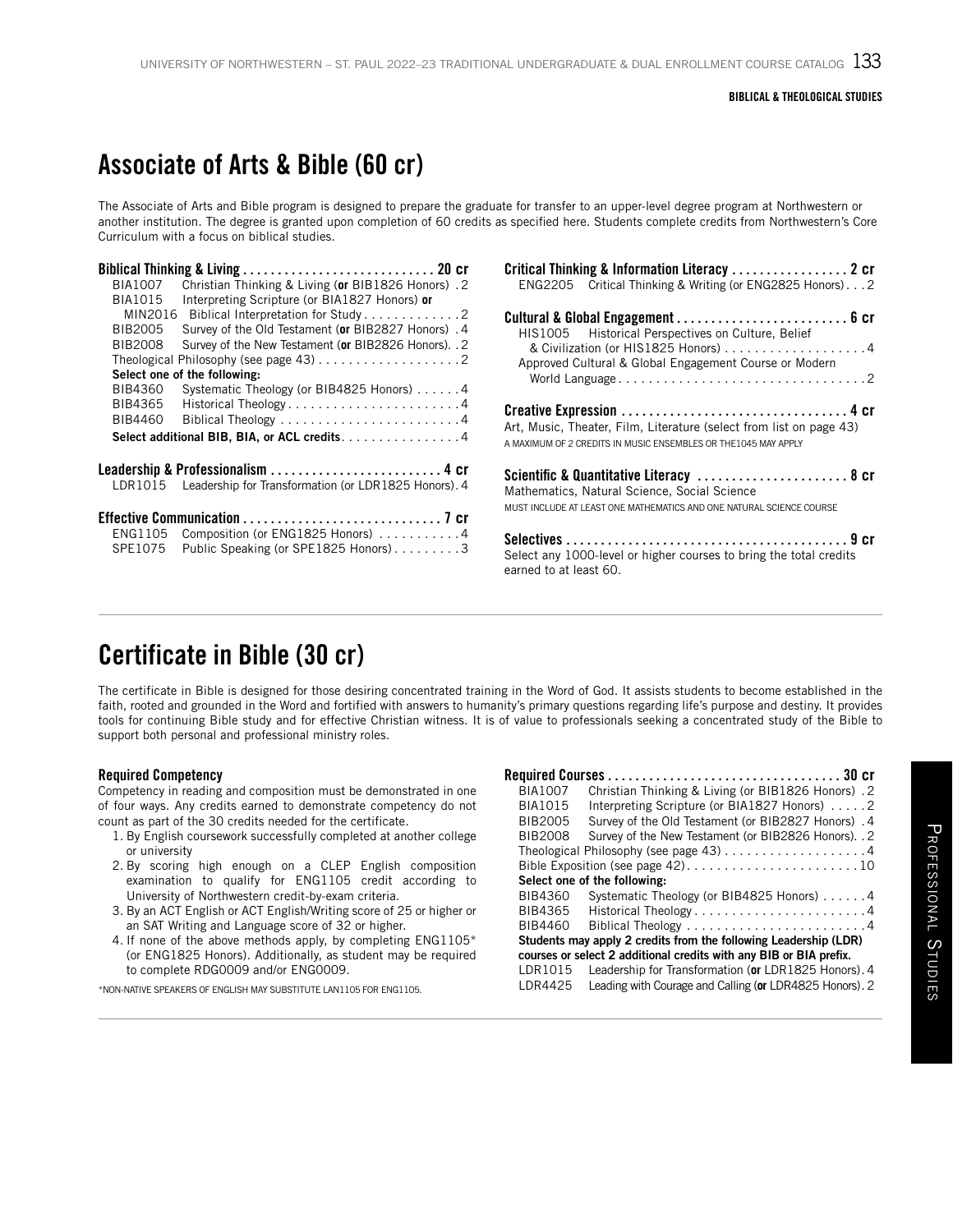## Associate of Arts & Bible (60 cr)

The Associate of Arts and Bible program is designed to prepare the graduate for transfer to an upper-level degree program at Northwestern or another institution. The degree is granted upon completion of 60 credits as specified here. Students complete credits from Northwestern's Core Curriculum with a focus on biblical studies.

**Biblical Thinking & Living . . . . . . . . . . . . . . . . . . . . . . . . . . . . 20 cr**

- BIA1007 Christian Thinking & Living (**or** BIB1826 Honors) . 2
- BIA1015 Interpreting Scripture (or BIA1827 Honors) **or** MIN2016 Biblical Interpretation for Study . . . . . . . . . . . . 2
- BIB2005 Survey of the Old Testament (**or** BIB2827 Honors) . 4
- BIB2008 Survey of the New Testament (**or** BIB2826 Honors). . 2
- Theological Philosophy (see page 43) . . . . . . . . . . . . . . . . . . . 2

**Select one of the following:**

- BIB4360 Systematic Theology (or BIB4825 Honors) . . . . . . 4
- BIB4365 Historical Theology . . . . . . . . . . . . . . . . . . . . . . . 4
- BIB4460 Biblical Theology . . . . . . . . . . . . . . . . . . . . . . . . 4

**Select additional BIB, BIA, or ACL credits**. . . . . . . . . . . . . . . . 4

**Leadership & Professionalism . . . . . . . . . . . . . . . . . . . . . . . . . 4 cr**

- LDR1015 Leadership for Transformation (or LDR1825 Honors). 4

**Effective Communication . . . . . . . . . . . . . . . . . . . . . . . . . . . . 7 cr**

- ENG1105 Composition (or ENG1825 Honors) . . . . . . . . . . . 4
- SPE1075 Public Speaking (or SPE1825 Honors) . . . . . . . . . 3

**Critical Thinking & Information Literacy . . . . . . . . . . . . . . . . . 2 cr**

- ENG2205 Critical Thinking & Writing (or ENG2825 Honors) . . . 2

**Cultural & Global Engagement . . . . . . . . . . . . . . . . . . . . . . . . . 6 cr**

- HIS1005 Historical Perspectives on Culture, Belief & Civilization (or HIS1825 Honors) . . . . . . . . . . . . . . . . . . . 4
- Approved Cultural & Global Engagement Course or Modern World Language . . . . . . . . . . . . . . . . . . . . . . . . . . . . . . . . . 2

**Creative Expression . . . . . . . . . . . . . . . . . . . . . . . . . . . . . . . . . 4 cr**

Art, Music, Theater, Film, Literature (select from list on page 43)

A MAXIMUM OF 2 CREDITS IN MUSIC ENSEMBLES OR THE1045 MAY APPLY

**Scientific & Quantitative Literacy . . . . . . . . . . . . . . . . . . . . . . 8 cr**

Mathematics, Natural Science, Social Science

MUST INCLUDE AT LEAST ONE MATHEMATICS AND ONE NATURAL SCIENCE COURSE

**Selectives . . . . . . . . . . . . . . . . . . . . . . . . . . . . . . . . . . . . . . . . . 9 cr**

Select any 1000-level or higher courses to bring the total credits earned to at least 60.

## Certificate in Bible (30 cr)

The certificate in Bible is designed for those desiring concentrated training in the Word of God. It assists students to become established in the faith, rooted and grounded in the Word and fortified with answers to humanity's primary questions regarding life's purpose and destiny. It provides tools for continuing Bible study and for effective Christian witness. It is of value to professionals seeking a concentrated study of the Bible to support both personal and professional ministry roles.

### Required Competency

Competency in reading and composition must be demonstrated in one of four ways. Any credits earned to demonstrate competency do not count as part of the 30 credits needed for the certificate.

1. By English coursework successfully completed at another college or university
2. By scoring high enough on a CLEP English composition examination to qualify for ENG1105 credit according to University of Northwestern credit-by-exam criteria.
3. By an ACT English or ACT English/Writing score of 25 or higher or an SAT Writing and Language score of 32 or higher.
4. If none of the above methods apply, by completing ENG1105* (or ENG1825 Honors). Additionally, as student may be required to complete RDG0009 and/or ENG0009.

*NON-NATIVE SPEAKERS OF ENGLISH MAY SUBSTITUTE LAN1105 FOR ENG1105.

**Required Courses . . . . . . . . . . . . . . . . . . . . . . . . . . . . . . . . . 30 cr**

- BIA1007 Christian Thinking & Living (or BIB1826 Honors) . 2
- BIA1015 Interpreting Scripture (or BIA1827 Honors) . . . . . 2
- BIB2005 Survey of the Old Testament (or BIB2827 Honors) . 4
- BIB2008 Survey of the New Testament (or BIB2826 Honors). . 2
- Theological Philosophy (see page 43) . . . . . . . . . . . . . . . . . . . 4
- Bible Exposition (see page 42). . . . . . . . . . . . . . . . . . . . . . . . 10

**Select one of the following:**

- BIB4360 Systematic Theology (or BIB4825 Honors) . . . . . . 4
- BIB4365 Historical Theology . . . . . . . . . . . . . . . . . . . . . . . 4
- BIB4460 Biblical Theology . . . . . . . . . . . . . . . . . . . . . . . . 4

**Students may apply 2 credits from the following Leadership (LDR) courses or select 2 additional credits with any BIB or BIA prefix.**

- LDR1015 Leadership for Transformation (**or** LDR1825 Honors). 4
- LDR4425 Leading with Courage and Calling (**or** LDR4825 Honors). 2